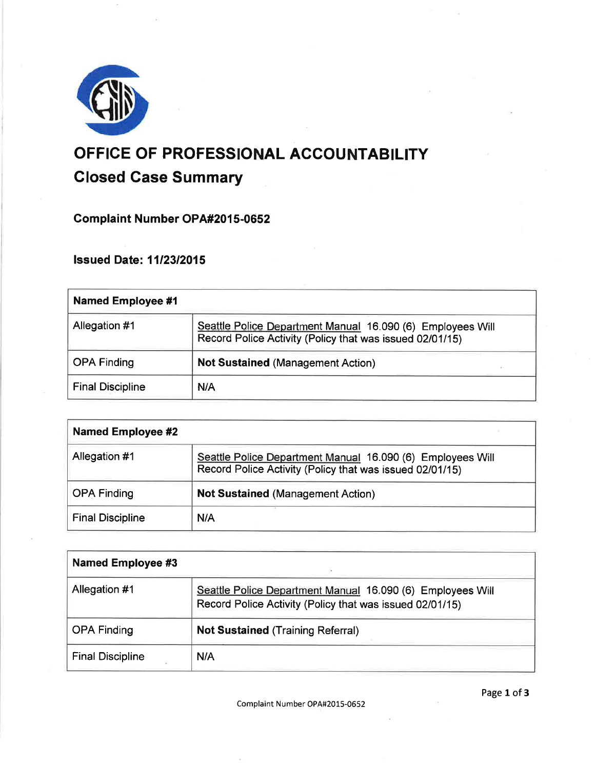# OFFICE OF PROFESSIONAL ACCOUNTABILITY

## Closed Case Summary

### Complaint Number OPA#2015-0652

### Issued Date: 11/23/2015

| Named Employee #1 | |
|---|---|
| Allegation #1 | Seattle Police Department Manual 16.090 (6) Employees Will Record Police Activity (Policy that was issued 02/01/15) |
| OPA Finding | **Not Sustained** (Management Action) |
| Final Discipline | N/A |

| Named Employee #2 | |
|---|---|
| Allegation #1 | Seattle Police Department Manual 16.090 (6) Employees Will Record Police Activity (Policy that was issued 02/01/15) |
| OPA Finding | **Not Sustained** (Management Action) |
| Final Discipline | N/A |

| Named Employee #3 | |
|---|---|
| Allegation #1 | Seattle Police Department Manual 16.090 (6) Employees Will Record Police Activity (Policy that was issued 02/01/15) |
| OPA Finding | **Not Sustained** (Training Referral) |
| Final Discipline | N/A |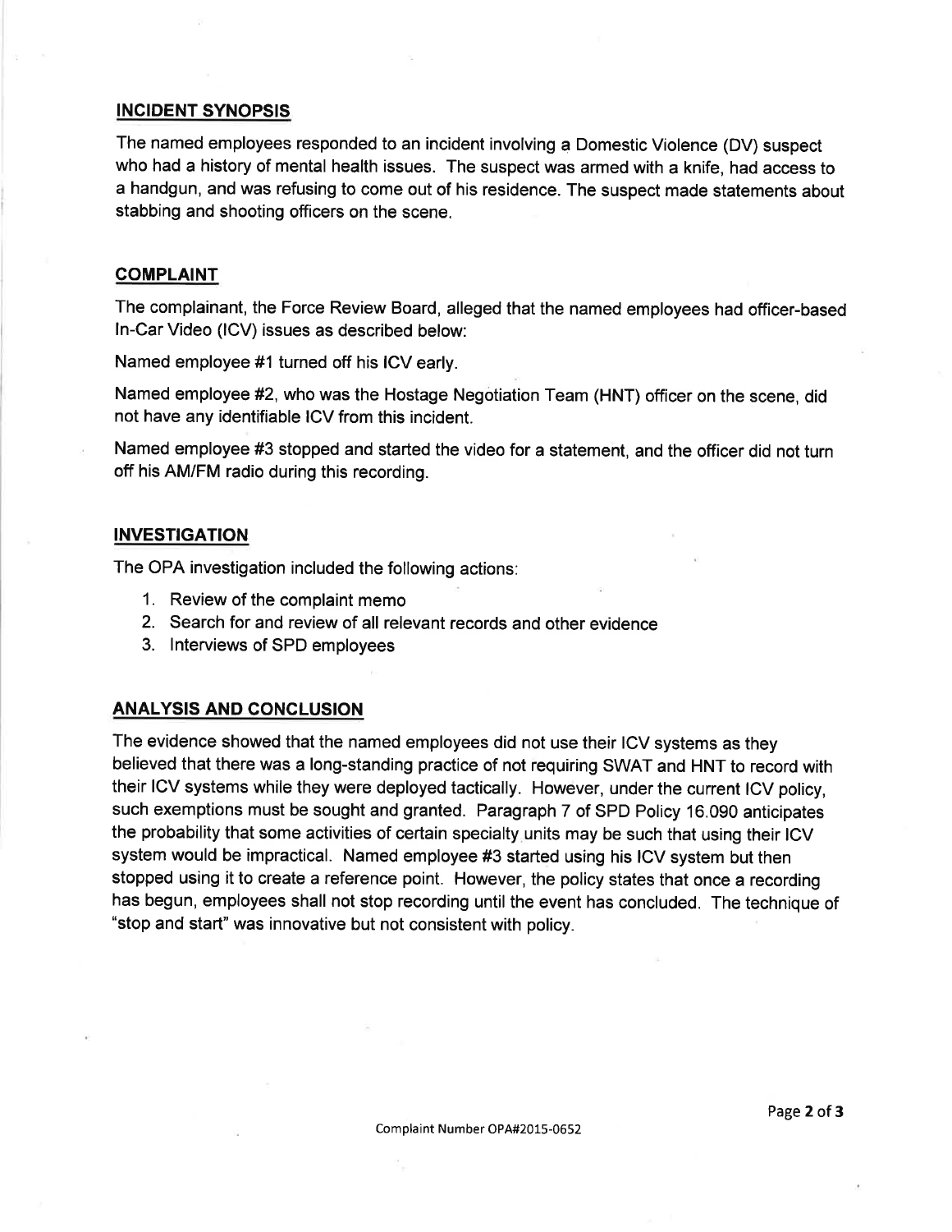## INCIDENT SYNOPSIS

The named employees responded to an incident involving a Domestic Violence (DV) suspect who had a history of mental health issues. The suspect was armed with a knife, had access to a handgun, and was refusing to come out of his residence. The suspect made statements about stabbing and shooting officers on the scene.

## COMPLAINT

The complainant, the Force Review Board, alleged that the named employees had officer-based In-Car Video (ICV) issues as described below:

Named employee #1 turned off his ICV early.

Named employee #2, who was the Hostage Negotiation Team (HNT) officer on the scene, did not have any identifiable ICV from this incident.

Named employee #3 stopped and started the video for a statement, and the officer did not turn off his AM/FM radio during this recording.

## INVESTIGATION

The OPA investigation included the following actions:

1. Review of the complaint memo
2. Search for and review of all relevant records and other evidence
3. Interviews of SPD employees

## ANALYSIS AND CONCLUSION

The evidence showed that the named employees did not use their ICV systems as they believed that there was a long-standing practice of not requiring SWAT and HNT to record with their ICV systems while they were deployed tactically. However, under the current ICV policy, such exemptions must be sought and granted. Paragraph 7 of SPD Policy 16.090 anticipates the probability that some activities of certain specialty units may be such that using their ICV system would be impractical. Named employee #3 started using his ICV system but then stopped using it to create a reference point. However, the policy states that once a recording has begun, employees shall not stop recording until the event has concluded. The technique of "stop and start" was innovative but not consistent with policy.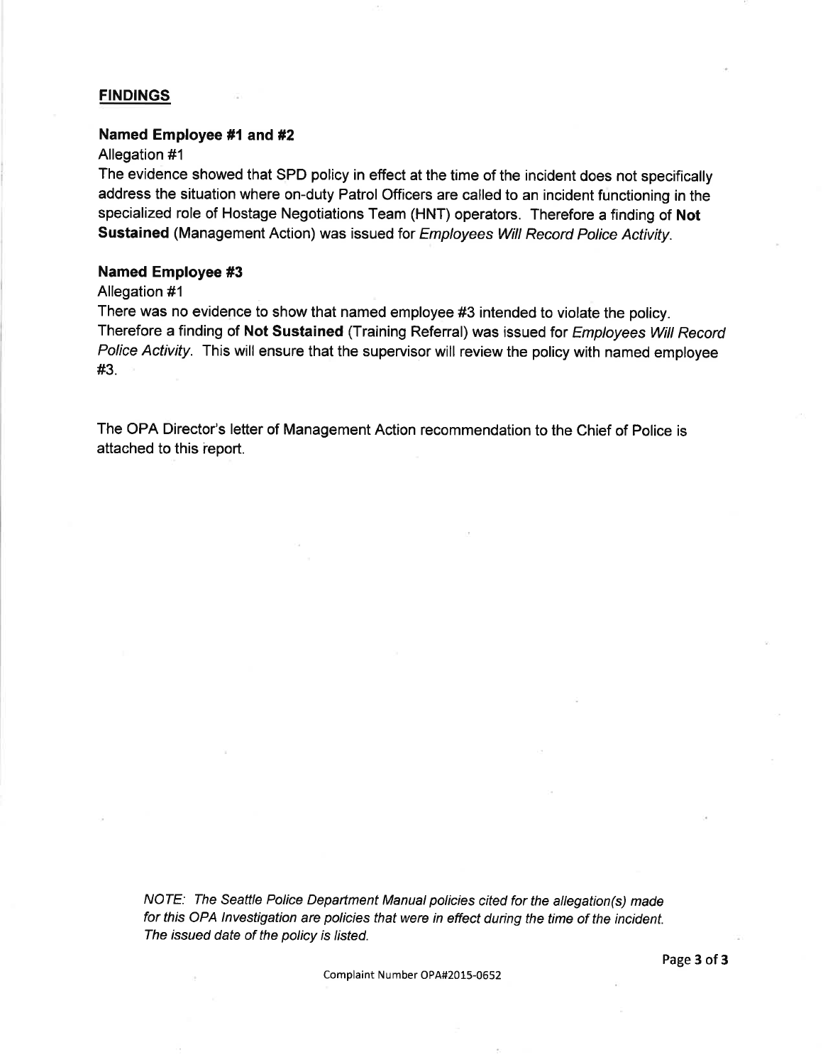## FINDINGS

### Named Employee #1 and #2

Allegation #1

The evidence showed that SPD policy in effect at the time of the incident does not specifically address the situation where on-duty Patrol Officers are called to an incident functioning in the specialized role of Hostage Negotiations Team (HNT) operators. Therefore a finding of **Not Sustained** (Management Action) was issued for *Employees Will Record Police Activity*.

### Named Employee #3

Allegation #1

There was no evidence to show that named employee #3 intended to violate the policy. Therefore a finding of **Not Sustained** (Training Referral) was issued for *Employees Will Record Police Activity*. This will ensure that the supervisor will review the policy with named employee #3.

The OPA Director's letter of Management Action recommendation to the Chief of Police is attached to this report.

*NOTE: The Seattle Police Department Manual policies cited for the allegation(s) made for this OPA Investigation are policies that were in effect during the time of the incident. The issued date of the policy is listed.*

Complaint Number OPA#2015-0652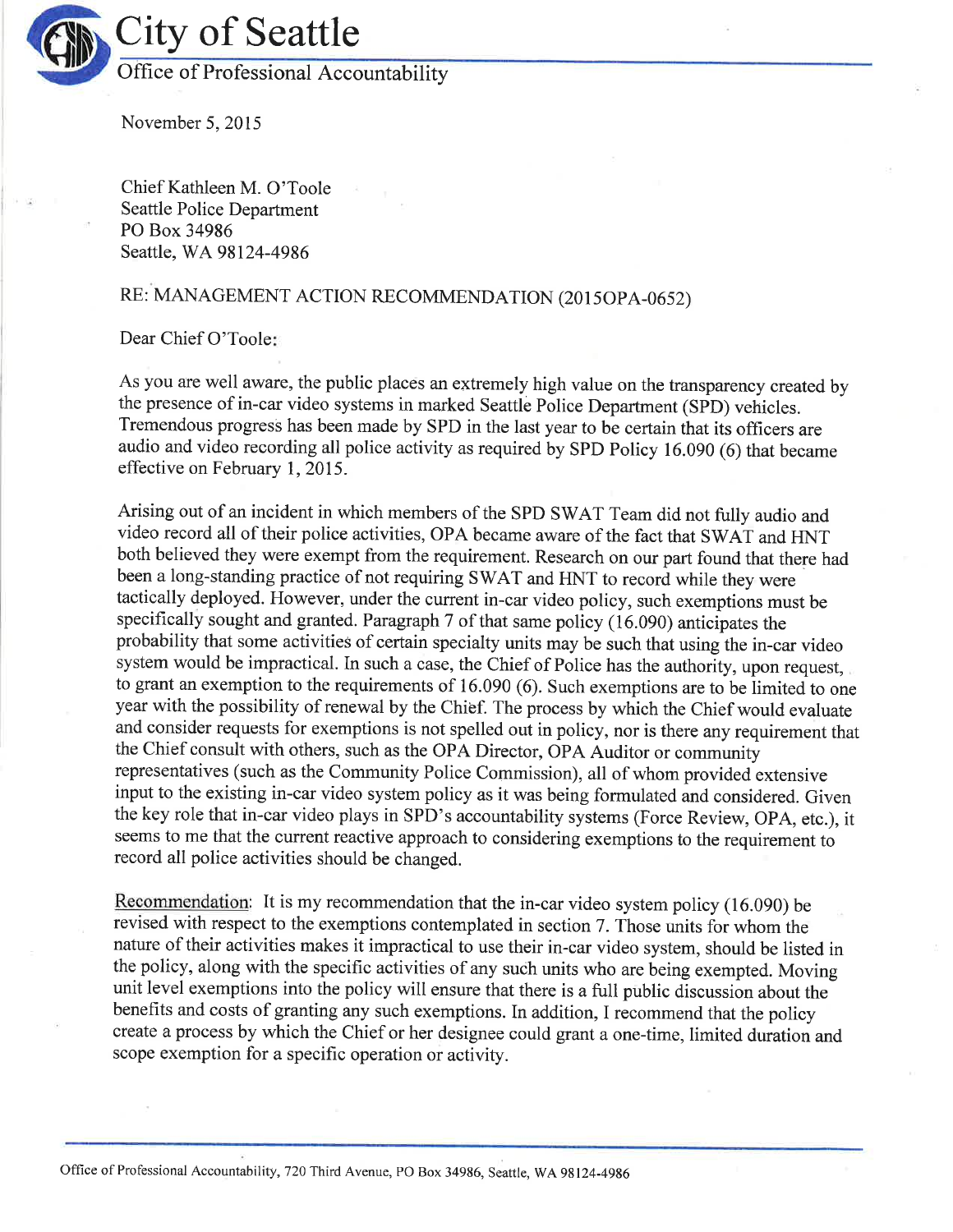# City of Seattle

## Office of Professional Accountability

November 5, 2015

Chief Kathleen M. O'Toole
Seattle Police Department
PO Box 34986
Seattle, WA 98124-4986

RE: MANAGEMENT ACTION RECOMMENDATION (2015OPA-0652)

Dear Chief O'Toole:

As you are well aware, the public places an extremely high value on the transparency created by the presence of in-car video systems in marked Seattle Police Department (SPD) vehicles. Tremendous progress has been made by SPD in the last year to be certain that its officers are audio and video recording all police activity as required by SPD Policy 16.090 (6) that became effective on February 1, 2015.

Arising out of an incident in which members of the SPD SWAT Team did not fully audio and video record all of their police activities, OPA became aware of the fact that SWAT and HNT both believed they were exempt from the requirement. Research on our part found that there had been a long-standing practice of not requiring SWAT and HNT to record while they were tactically deployed. However, under the current in-car video policy, such exemptions must be specifically sought and granted. Paragraph 7 of that same policy (16.090) anticipates the probability that some activities of certain specialty units may be such that using the in-car video system would be impractical. In such a case, the Chief of Police has the authority, upon request, to grant an exemption to the requirements of 16.090 (6). Such exemptions are to be limited to one year with the possibility of renewal by the Chief. The process by which the Chief would evaluate and consider requests for exemptions is not spelled out in policy, nor is there any requirement that the Chief consult with others, such as the OPA Director, OPA Auditor or community representatives (such as the Community Police Commission), all of whom provided extensive input to the existing in-car video system policy as it was being formulated and considered. Given the key role that in-car video plays in SPD's accountability systems (Force Review, OPA, etc.), it seems to me that the current reactive approach to considering exemptions to the requirement to record all police activities should be changed.

Recommendation: It is my recommendation that the in-car video system policy (16.090) be revised with respect to the exemptions contemplated in section 7. Those units for whom the nature of their activities makes it impractical to use their in-car video system, should be listed in the policy, along with the specific activities of any such units who are being exempted. Moving unit level exemptions into the policy will ensure that there is a full public discussion about the benefits and costs of granting any such exemptions. In addition, I recommend that the policy create a process by which the Chief or her designee could grant a one-time, limited duration and scope exemption for a specific operation or activity.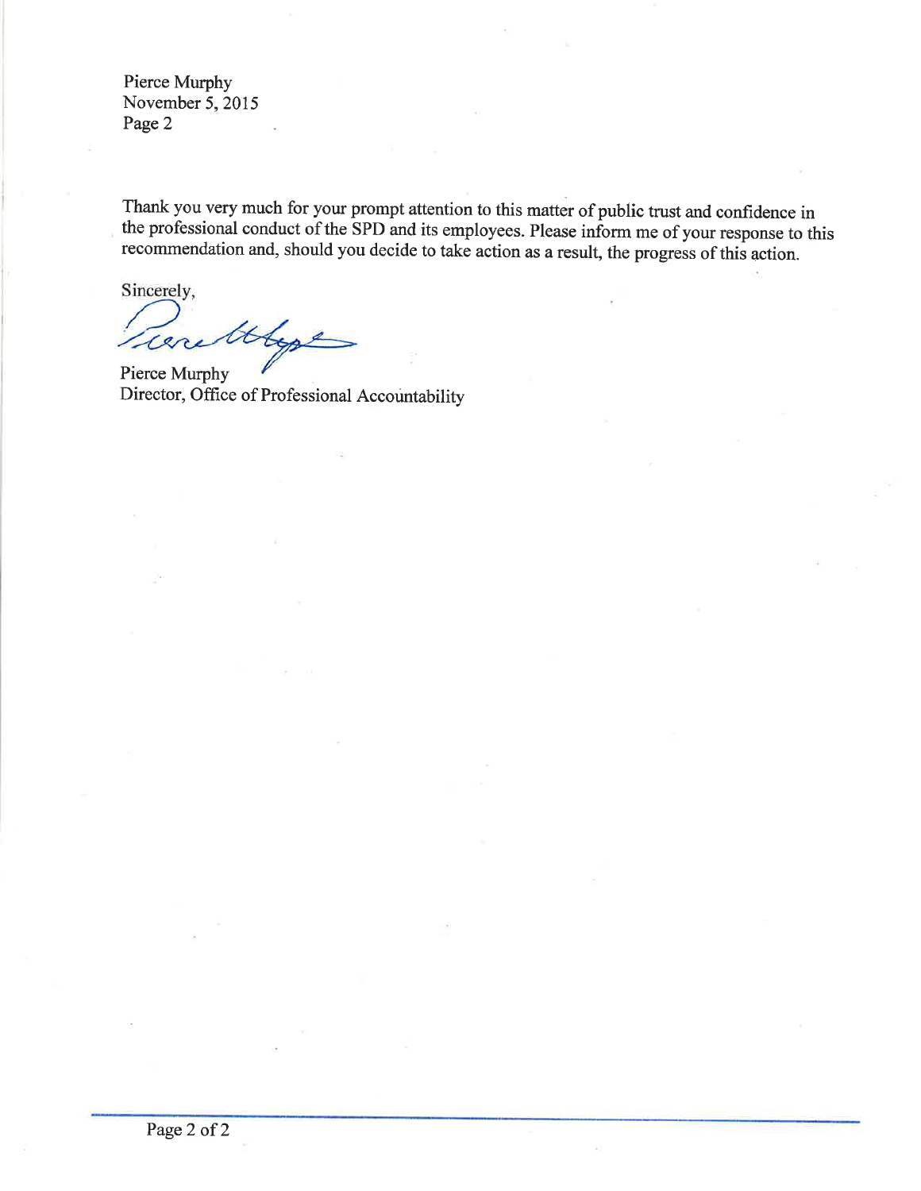Thank you very much for your prompt attention to this matter of public trust and confidence in the professional conduct of the SPD and its employees. Please inform me of your response to this recommendation and, should you decide to take action as a result, the progress of this action.

Sincerely,

Pierce Murphy
Director, Office of Professional Accountability